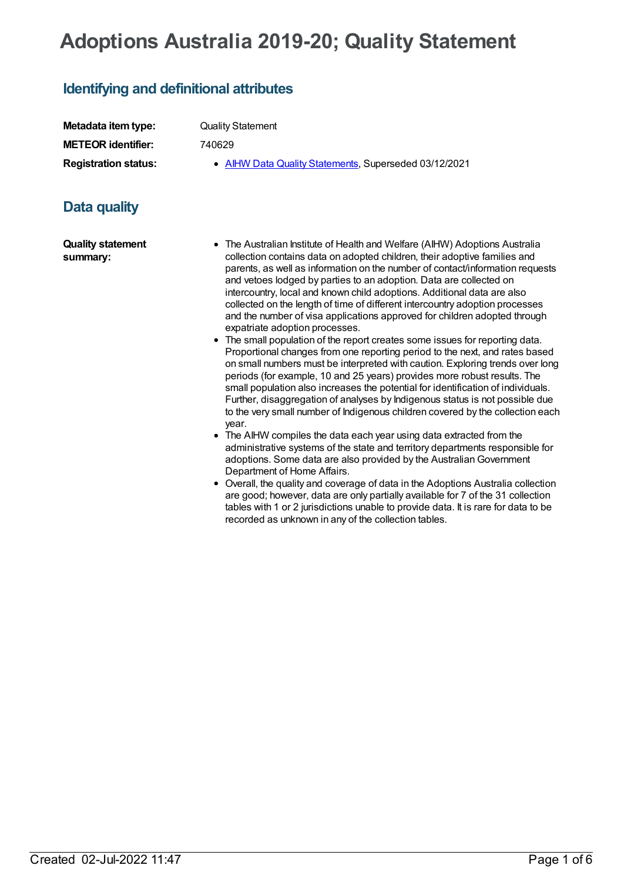# Adoptions Australia 2019-20; Quality Statement

## Identifying and definitional attributes

| | |
|---|---|
| **Metadata item type:** | Quality Statement |
| **METEOR identifier:** | 740629 |
| **Registration status:** | • AIHW Data Quality Statements, Superseded 03/12/2021 |

## Data quality

**Quality statement summary:**

- The Australian Institute of Health and Welfare (AIHW) Adoptions Australia collection contains data on adopted children, their adoptive families and parents, as well as information on the number of contact/information requests and vetoes lodged by parties to an adoption. Data are collected on intercountry, local and known child adoptions. Additional data are also collected on the length of time of different intercountry adoption processes and the number of visa applications approved for children adopted through expatriate adoption processes.
- The small population of the report creates some issues for reporting data. Proportional changes from one reporting period to the next, and rates based on small numbers must be interpreted with caution. Exploring trends over long periods (for example, 10 and 25 years) provides more robust results. The small population also increases the potential for identification of individuals. Further, disaggregation of analyses by Indigenous status is not possible due to the very small number of Indigenous children covered by the collection each year.
- The AIHW compiles the data each year using data extracted from the administrative systems of the state and territory departments responsible for adoptions. Some data are also provided by the Australian Government Department of Home Affairs.
- Overall, the quality and coverage of data in the Adoptions Australia collection are good; however, data are only partially available for 7 of the 31 collection tables with 1 or 2 jurisdictions unable to provide data. It is rare for data to be recorded as unknown in any of the collection tables.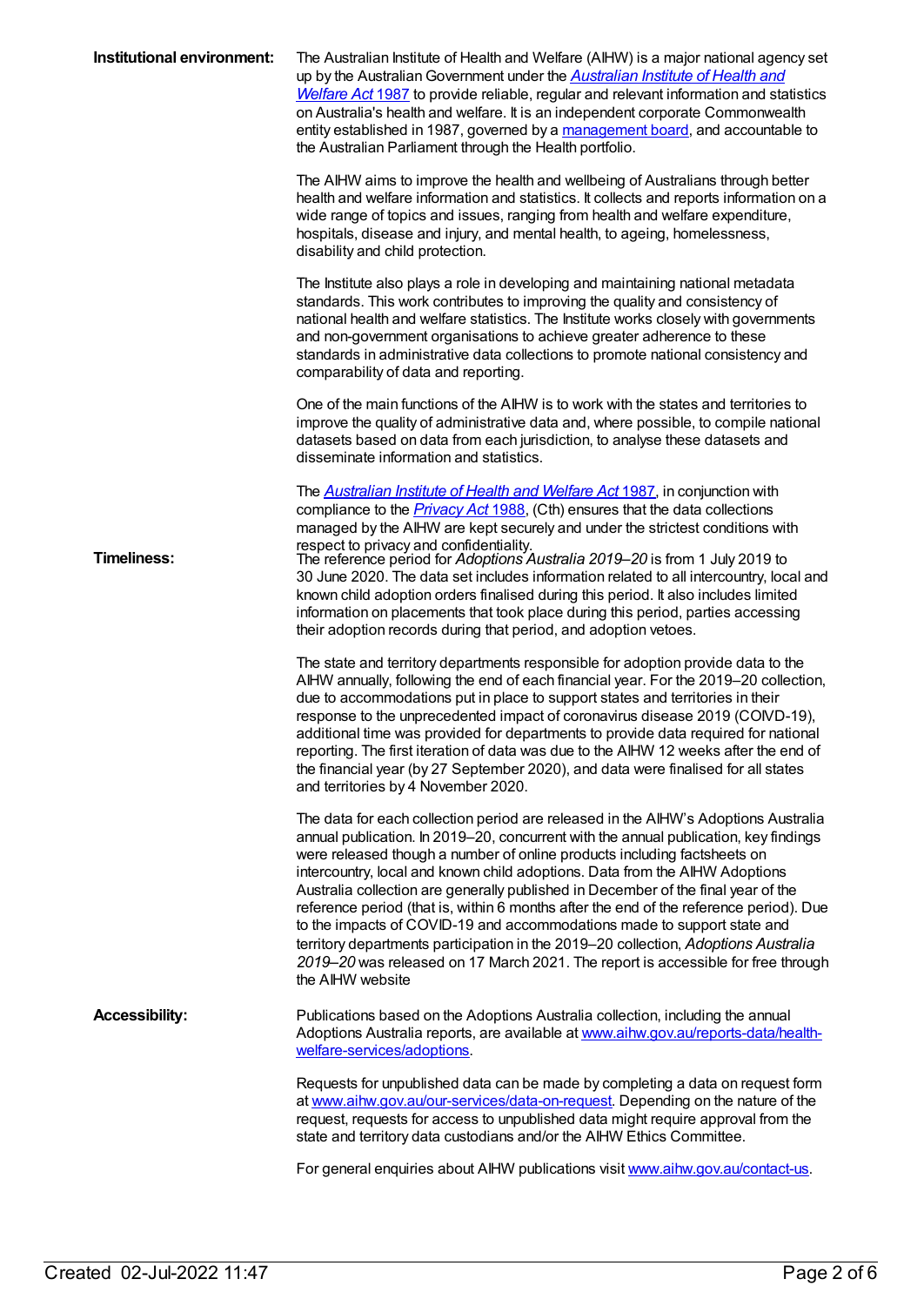**Institutional environment:**

The Australian Institute of Health and Welfare (AIHW) is a major national agency set up by the Australian Government under the *Australian Institute of Health and Welfare Act* 1987 to provide reliable, regular and relevant information and statistics on Australia's health and welfare. It is an independent corporate Commonwealth entity established in 1987, governed by a management board, and accountable to the Australian Parliament through the Health portfolio.

The AIHW aims to improve the health and wellbeing of Australians through better health and welfare information and statistics. It collects and reports information on a wide range of topics and issues, ranging from health and welfare expenditure, hospitals, disease and injury, and mental health, to ageing, homelessness, disability and child protection.

The Institute also plays a role in developing and maintaining national metadata standards. This work contributes to improving the quality and consistency of national health and welfare statistics. The Institute works closely with governments and non-government organisations to achieve greater adherence to these standards in administrative data collections to promote national consistency and comparability of data and reporting.

One of the main functions of the AIHW is to work with the states and territories to improve the quality of administrative data and, where possible, to compile national datasets based on data from each jurisdiction, to analyse these datasets and disseminate information and statistics.

The *Australian Institute of Health and Welfare Act* 1987, in conjunction with compliance to the *Privacy Act* 1988, (Cth) ensures that the data collections managed by the AIHW are kept securely and under the strictest conditions with respect to privacy and confidentiality.

**Timeliness:**

The reference period for *Adoptions Australia 2019–20* is from 1 July 2019 to 30 June 2020. The data set includes information related to all intercountry, local and known child adoption orders finalised during this period. It also includes limited information on placements that took place during this period, parties accessing their adoption records during that period, and adoption vetoes.

The state and territory departments responsible for adoption provide data to the AIHW annually, following the end of each financial year. For the 2019–20 collection, due to accommodations put in place to support states and territories in their response to the unprecedented impact of coronavirus disease 2019 (COIVD-19), additional time was provided for departments to provide data required for national reporting. The first iteration of data was due to the AIHW 12 weeks after the end of the financial year (by 27 September 2020), and data were finalised for all states and territories by 4 November 2020.

The data for each collection period are released in the AIHW's Adoptions Australia annual publication. In 2019–20, concurrent with the annual publication, key findings were released though a number of online products including factsheets on intercountry, local and known child adoptions. Data from the AIHW Adoptions Australia collection are generally published in December of the final year of the reference period (that is, within 6 months after the end of the reference period). Due to the impacts of COVID-19 and accommodations made to support state and territory departments participation in the 2019–20 collection, *Adoptions Australia 2019–20* was released on 17 March 2021. The report is accessible for free through the AIHW website

**Accessibility:**

Publications based on the Adoptions Australia collection, including the annual Adoptions Australia reports, are available at www.aihw.gov.au/reports-data/health-welfare-services/adoptions.

Requests for unpublished data can be made by completing a data on request form at www.aihw.gov.au/our-services/data-on-request. Depending on the nature of the request, requests for access to unpublished data might require approval from the state and territory data custodians and/or the AIHW Ethics Committee.

For general enquiries about AIHW publications visit www.aihw.gov.au/contact-us.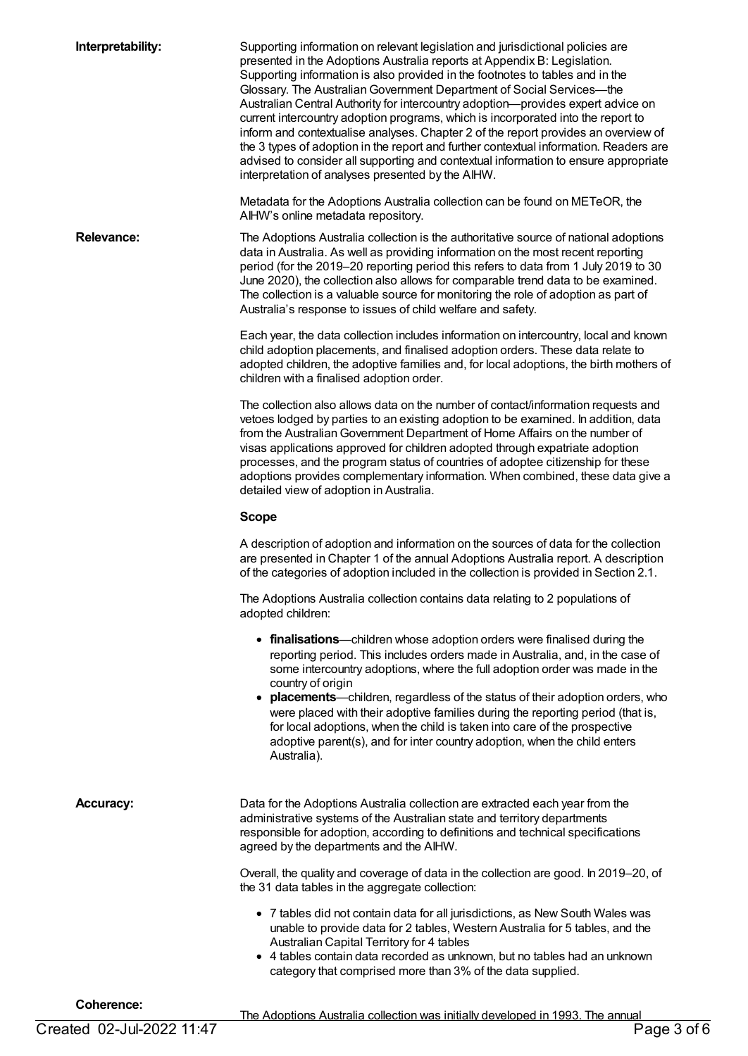**Interpretability:**

Supporting information on relevant legislation and jurisdictional policies are presented in the Adoptions Australia reports at Appendix B: Legislation. Supporting information is also provided in the footnotes to tables and in the Glossary. The Australian Government Department of Social Services—the Australian Central Authority for intercountry adoption—provides expert advice on current intercountry adoption programs, which is incorporated into the report to inform and contextualise analyses. Chapter 2 of the report provides an overview of the 3 types of adoption in the report and further contextual information. Readers are advised to consider all supporting and contextual information to ensure appropriate interpretation of analyses presented by the AIHW.

Metadata for the Adoptions Australia collection can be found on METeOR, the AIHW's online metadata repository.

**Relevance:**

The Adoptions Australia collection is the authoritative source of national adoptions data in Australia. As well as providing information on the most recent reporting period (for the 2019–20 reporting period this refers to data from 1 July 2019 to 30 June 2020), the collection also allows for comparable trend data to be examined. The collection is a valuable source for monitoring the role of adoption as part of Australia's response to issues of child welfare and safety.

Each year, the data collection includes information on intercountry, local and known child adoption placements, and finalised adoption orders. These data relate to adopted children, the adoptive families and, for local adoptions, the birth mothers of children with a finalised adoption order.

The collection also allows data on the number of contact/information requests and vetoes lodged by parties to an existing adoption to be examined. In addition, data from the Australian Government Department of Home Affairs on the number of visas applications approved for children adopted through expatriate adoption processes, and the program status of countries of adoptee citizenship for these adoptions provides complementary information. When combined, these data give a detailed view of adoption in Australia.

**Scope**

A description of adoption and information on the sources of data for the collection are presented in Chapter 1 of the annual Adoptions Australia report. A description of the categories of adoption included in the collection is provided in Section 2.1.

The Adoptions Australia collection contains data relating to 2 populations of adopted children:

- **finalisations**—children whose adoption orders were finalised during the reporting period. This includes orders made in Australia, and, in the case of some intercountry adoptions, where the full adoption order was made in the country of origin
- **placements**—children, regardless of the status of their adoption orders, who were placed with their adoptive families during the reporting period (that is, for local adoptions, when the child is taken into care of the prospective adoptive parent(s), and for inter country adoption, when the child enters Australia).

**Accuracy:**

Data for the Adoptions Australia collection are extracted each year from the administrative systems of the Australian state and territory departments responsible for adoption, according to definitions and technical specifications agreed by the departments and the AIHW.

Overall, the quality and coverage of data in the collection are good. In 2019–20, of the 31 data tables in the aggregate collection:

- 7 tables did not contain data for all jurisdictions, as New South Wales was unable to provide data for 2 tables, Western Australia for 5 tables, and the Australian Capital Territory for 4 tables
- 4 tables contain data recorded as unknown, but no tables had an unknown category that comprised more than 3% of the data supplied.

**Coherence:**

The Adoptions Australia collection was initially developed in 1993. The annual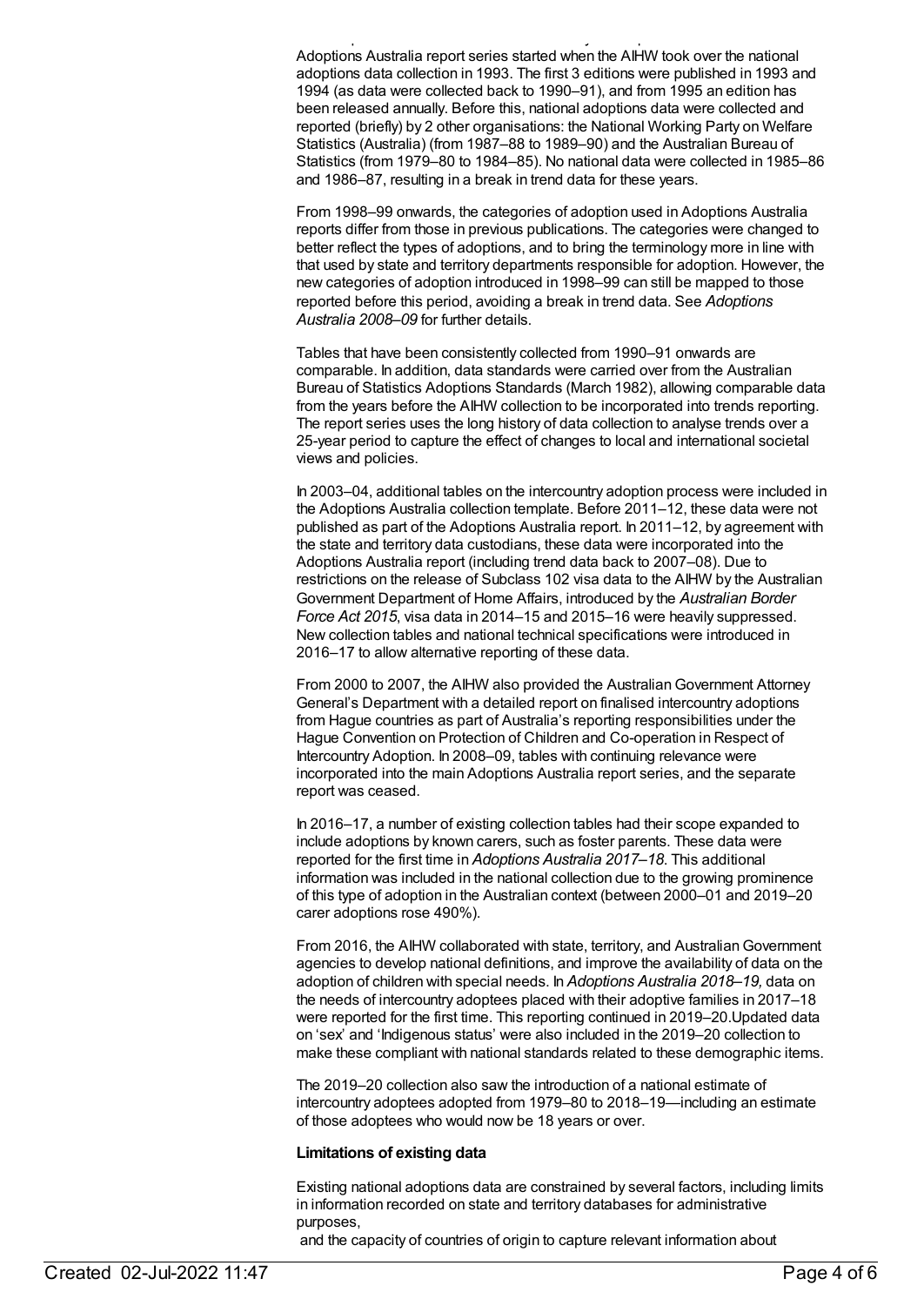Adoptions Australia report series started when the AIHW took over the national adoptions data collection in 1993. The first 3 editions were published in 1993 and 1994 (as data were collected back to 1990–91), and from 1995 an edition has been released annually. Before this, national adoptions data were collected and reported (briefly) by 2 other organisations: the National Working Party on Welfare Statistics (Australia) (from 1987–88 to 1989–90) and the Australian Bureau of Statistics (from 1979–80 to 1984–85). No national data were collected in 1985–86 and 1986–87, resulting in a break in trend data for these years.

From 1998–99 onwards, the categories of adoption used in Adoptions Australia reports differ from those in previous publications. The categories were changed to better reflect the types of adoptions, and to bring the terminology more in line with that used by state and territory departments responsible for adoption. However, the new categories of adoption introduced in 1998–99 can still be mapped to those reported before this period, avoiding a break in trend data. See *Adoptions Australia 2008–09* for further details.

Tables that have been consistently collected from 1990–91 onwards are comparable. In addition, data standards were carried over from the Australian Bureau of Statistics Adoptions Standards (March 1982), allowing comparable data from the years before the AIHW collection to be incorporated into trends reporting. The report series uses the long history of data collection to analyse trends over a 25-year period to capture the effect of changes to local and international societal views and policies.

In 2003–04, additional tables on the intercountry adoption process were included in the Adoptions Australia collection template. Before 2011–12, these data were not published as part of the Adoptions Australia report. In 2011–12, by agreement with the state and territory data custodians, these data were incorporated into the Adoptions Australia report (including trend data back to 2007–08). Due to restrictions on the release of Subclass 102 visa data to the AIHW by the Australian Government Department of Home Affairs, introduced by the *Australian Border Force Act 2015*, visa data in 2014–15 and 2015–16 were heavily suppressed. New collection tables and national technical specifications were introduced in 2016–17 to allow alternative reporting of these data.

From 2000 to 2007, the AIHW also provided the Australian Government Attorney General's Department with a detailed report on finalised intercountry adoptions from Hague countries as part of Australia's reporting responsibilities under the Hague Convention on Protection of Children and Co-operation in Respect of Intercountry Adoption. In 2008–09, tables with continuing relevance were incorporated into the main Adoptions Australia report series, and the separate report was ceased.

In 2016–17, a number of existing collection tables had their scope expanded to include adoptions by known carers, such as foster parents. These data were reported for the first time in *Adoptions Australia 2017–18*. This additional information was included in the national collection due to the growing prominence of this type of adoption in the Australian context (between 2000–01 and 2019–20 carer adoptions rose 490%).

From 2016, the AIHW collaborated with state, territory, and Australian Government agencies to develop national definitions, and improve the availability of data on the adoption of children with special needs. In *Adoptions Australia 2018–19,* data on the needs of intercountry adoptees placed with their adoptive families in 2017–18 were reported for the first time. This reporting continued in 2019–20.Updated data on 'sex' and 'Indigenous status' were also included in the 2019–20 collection to make these compliant with national standards related to these demographic items.

The 2019–20 collection also saw the introduction of a national estimate of intercountry adoptees adopted from 1979–80 to 2018–19—including an estimate of those adoptees who would now be 18 years or over.

**Limitations of existing data**

Existing national adoptions data are constrained by several factors, including limits in information recorded on state and territory databases for administrative purposes,
and the capacity of countries of origin to capture relevant information about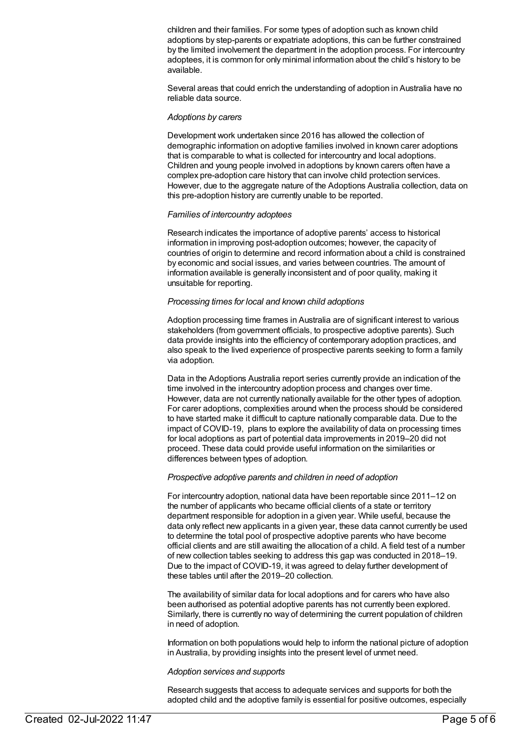children and their families. For some types of adoption such as known child adoptions by step-parents or expatriate adoptions, this can be further constrained by the limited involvement the department in the adoption process. For intercountry adoptees, it is common for only minimal information about the child's history to be available.

Several areas that could enrich the understanding of adoption in Australia have no reliable data source.

*Adoptions by carers*

Development work undertaken since 2016 has allowed the collection of demographic information on adoptive families involved in known carer adoptions that is comparable to what is collected for intercountry and local adoptions. Children and young people involved in adoptions by known carers often have a complex pre-adoption care history that can involve child protection services. However, due to the aggregate nature of the Adoptions Australia collection, data on this pre-adoption history are currently unable to be reported.

*Families of intercountry adoptees*

Research indicates the importance of adoptive parents' access to historical information in improving post-adoption outcomes; however, the capacity of countries of origin to determine and record information about a child is constrained by economic and social issues, and varies between countries. The amount of information available is generally inconsistent and of poor quality, making it unsuitable for reporting.

*Processing times for local and known child adoptions*

Adoption processing time frames in Australia are of significant interest to various stakeholders (from government officials, to prospective adoptive parents). Such data provide insights into the efficiency of contemporary adoption practices, and also speak to the lived experience of prospective parents seeking to form a family via adoption.

Data in the Adoptions Australia report series currently provide an indication of the time involved in the intercountry adoption process and changes over time. However, data are not currently nationally available for the other types of adoption. For carer adoptions, complexities around when the process should be considered to have started make it difficult to capture nationally comparable data. Due to the impact of COVID-19, plans to explore the availability of data on processing times for local adoptions as part of potential data improvements in 2019–20 did not proceed. These data could provide useful information on the similarities or differences between types of adoption.

*Prospective adoptive parents and children in need of adoption*

For intercountry adoption, national data have been reportable since 2011–12 on the number of applicants who became official clients of a state or territory department responsible for adoption in a given year. While useful, because the data only reflect new applicants in a given year, these data cannot currently be used to determine the total pool of prospective adoptive parents who have become official clients and are still awaiting the allocation of a child. A field test of a number of new collection tables seeking to address this gap was conducted in 2018–19. Due to the impact of COVID-19, it was agreed to delay further development of these tables until after the 2019–20 collection.

The availability of similar data for local adoptions and for carers who have also been authorised as potential adoptive parents has not currently been explored. Similarly, there is currently no way of determining the current population of children in need of adoption.

Information on both populations would help to inform the national picture of adoption in Australia, by providing insights into the present level of unmet need.

*Adoption services and supports*

Research suggests that access to adequate services and supports for both the adopted child and the adoptive family is essential for positive outcomes, especially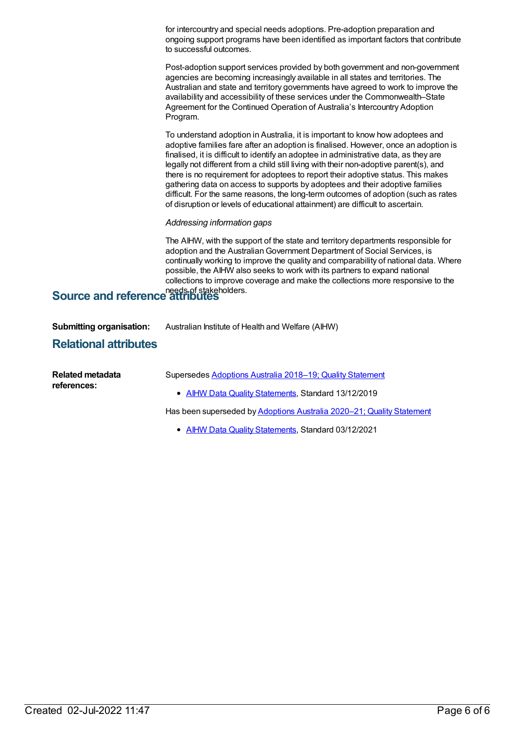for intercountry and special needs adoptions. Pre-adoption preparation and ongoing support programs have been identified as important factors that contribute to successful outcomes.

Post-adoption support services provided by both government and non-government agencies are becoming increasingly available in all states and territories. The Australian and state and territory governments have agreed to work to improve the availability and accessibility of these services under the Commonwealth–State Agreement for the Continued Operation of Australia's Intercountry Adoption Program.

To understand adoption in Australia, it is important to know how adoptees and adoptive families fare after an adoption is finalised. However, once an adoption is finalised, it is difficult to identify an adoptee in administrative data, as they are legally not different from a child still living with their non-adoptive parent(s), and there is no requirement for adoptees to report their adoptive status. This makes gathering data on access to supports by adoptees and their adoptive families difficult. For the same reasons, the long-term outcomes of adoption (such as rates of disruption or levels of educational attainment) are difficult to ascertain.

*Addressing information gaps*

The AIHW, with the support of the state and territory departments responsible for adoption and the Australian Government Department of Social Services, is continually working to improve the quality and comparability of national data. Where possible, the AIHW also seeks to work with its partners to expand national collections to improve coverage and make the collections more responsive to the needs of stakeholders.

## Source and reference attributes

**Submitting organisation:** Australian Institute of Health and Welfare (AIHW)

## Relational attributes

**Related metadata references:**

Supersedes Adoptions Australia 2018–19; Quality Statement

- AIHW Data Quality Statements, Standard 13/12/2019

Has been superseded by Adoptions Australia 2020–21; Quality Statement

- AIHW Data Quality Statements, Standard 03/12/2021